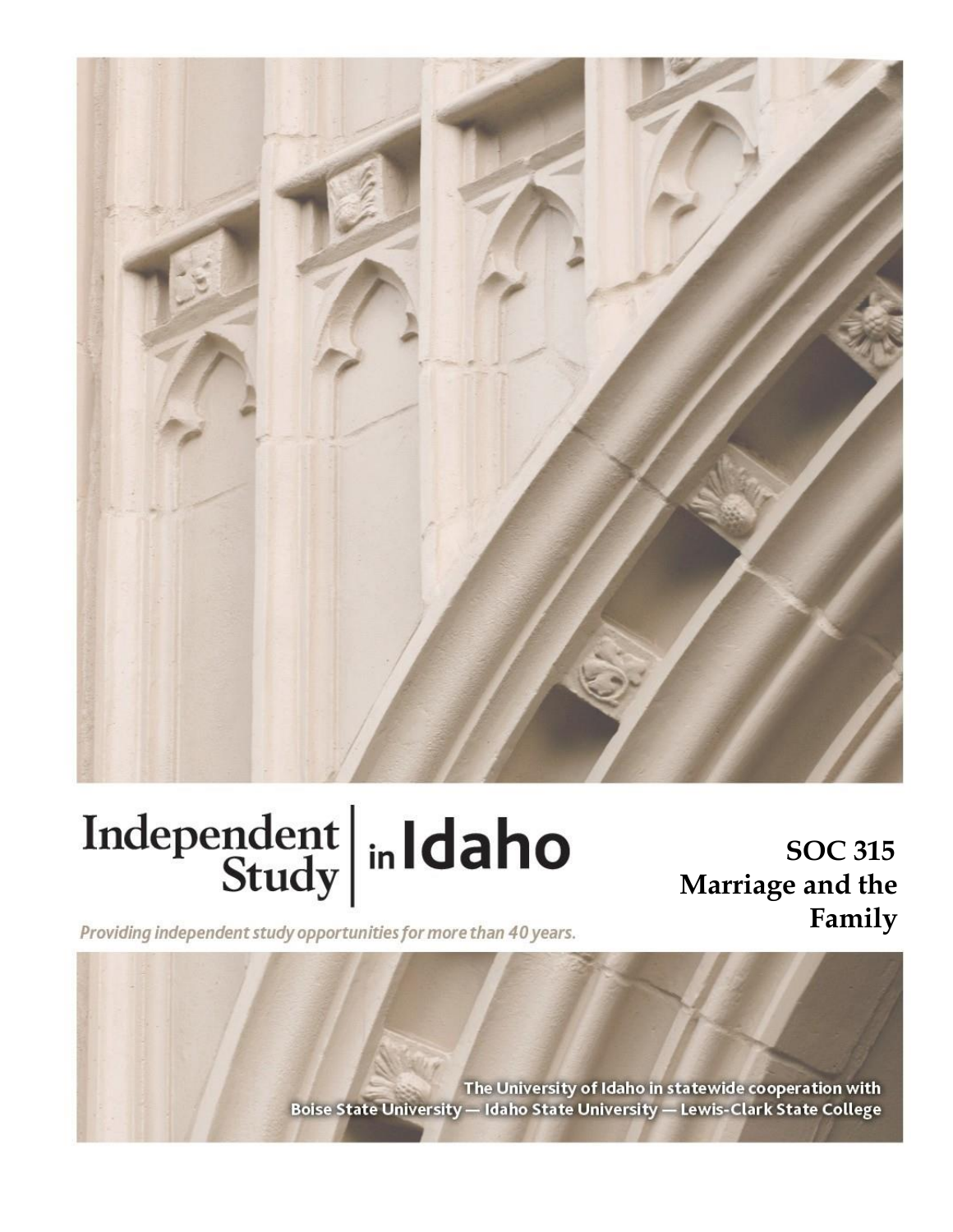# Independent Study in Idaho

*Providing independent study opportunities for more than 40 years.*

**SOC 315**
**Marriage and the Family**

The University of Idaho in statewide cooperation with
Boise State University — Idaho State University — Lewis-Clark State College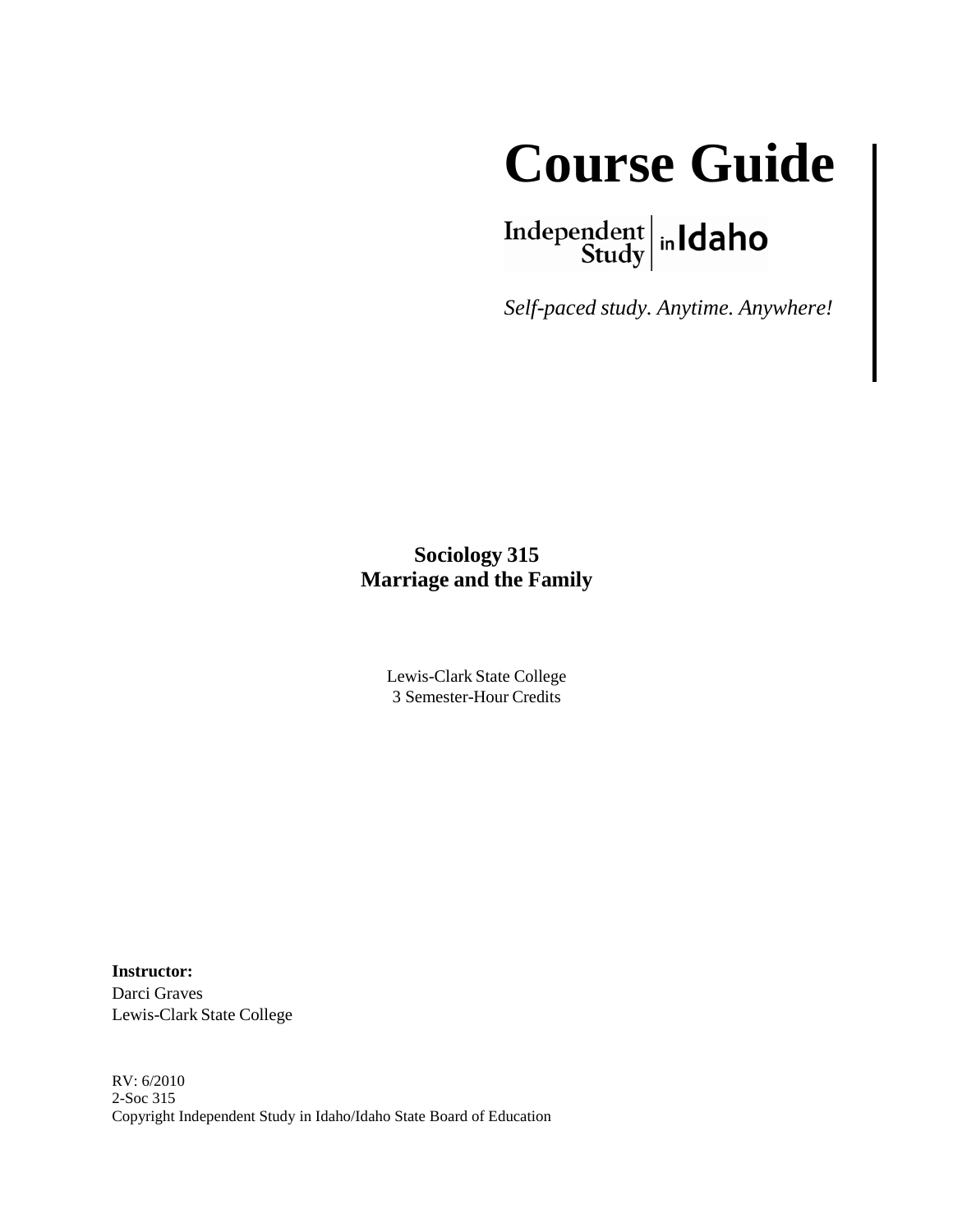# Course Guide

Independent Study in Idaho

*Self-paced study. Anytime. Anywhere!*

**Sociology 315**
**Marriage and the Family**

Lewis-Clark State College
3 Semester-Hour Credits

**Instructor:**
Darci Graves
Lewis-Clark State College

RV: 6/2010
2-Soc 315
Copyright Independent Study in Idaho/Idaho State Board of Education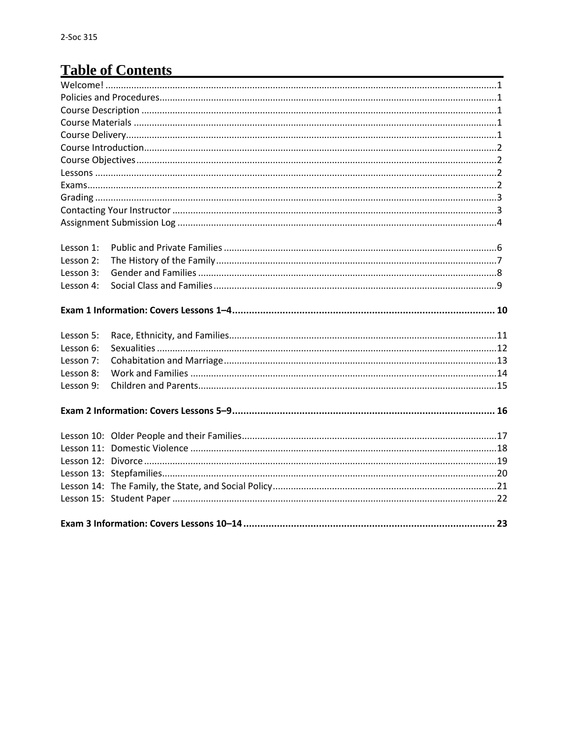# Table of Contents

Welcome! .....1
Policies and Procedures .....1
Course Description .....1
Course Materials .....1
Course Delivery .....1
Course Introduction .....2
Course Objectives .....2
Lessons .....2
Exams .....2
Grading .....3
Contacting Your Instructor .....3
Assignment Submission Log .....4

Lesson 1: Public and Private Families .....6
Lesson 2: The History of the Family .....7
Lesson 3: Gender and Families .....8
Lesson 4: Social Class and Families .....9

**Exam 1 Information: Covers Lessons 1–4 .....10**

Lesson 5: Race, Ethnicity, and Families .....11
Lesson 6: Sexualities .....12
Lesson 7: Cohabitation and Marriage .....13
Lesson 8: Work and Families .....14
Lesson 9: Children and Parents .....15

**Exam 2 Information: Covers Lessons 5–9 .....16**

Lesson 10: Older People and their Families .....17
Lesson 11: Domestic Violence .....18
Lesson 12: Divorce .....19
Lesson 13: Stepfamilies .....20
Lesson 14: The Family, the State, and Social Policy .....21
Lesson 15: Student Paper .....22

**Exam 3 Information: Covers Lessons 10–14 .....23**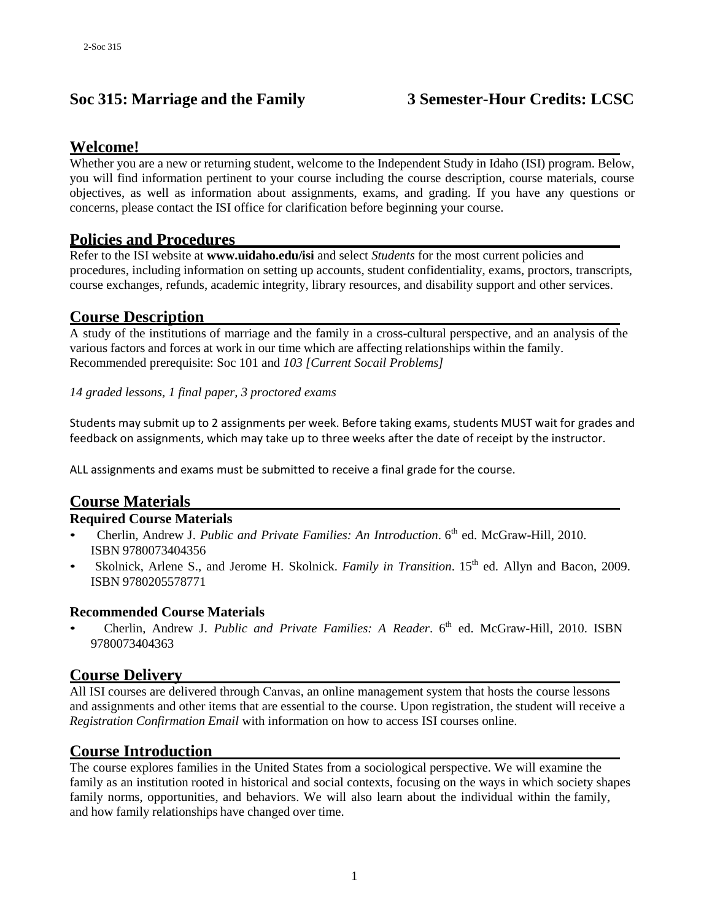# Soc 315: Marriage and the Family 3 Semester-Hour Credits: LCSC

## Welcome!

Whether you are a new or returning student, welcome to the Independent Study in Idaho (ISI) program. Below, you will find information pertinent to your course including the course description, course materials, course objectives, as well as information about assignments, exams, and grading. If you have any questions or concerns, please contact the ISI office for clarification before beginning your course.

## Policies and Procedures

Refer to the ISI website at **www.uidaho.edu/isi** and select *Students* for the most current policies and procedures, including information on setting up accounts, student confidentiality, exams, proctors, transcripts, course exchanges, refunds, academic integrity, library resources, and disability support and other services.

## Course Description

A study of the institutions of marriage and the family in a cross-cultural perspective, and an analysis of the various factors and forces at work in our time which are affecting relationships within the family.
Recommended prerequisite: Soc 101 and *103 [Current Socail Problems]*

*14 graded lessons, 1 final paper, 3 proctored exams*

Students may submit up to 2 assignments per week. Before taking exams, students MUST wait for grades and feedback on assignments, which may take up to three weeks after the date of receipt by the instructor.

ALL assignments and exams must be submitted to receive a final grade for the course.

## Course Materials

### Required Course Materials

- Cherlin, Andrew J. *Public and Private Families: An Introduction*. 6th ed. McGraw-Hill, 2010. ISBN 9780073404356
- Skolnick, Arlene S., and Jerome H. Skolnick. *Family in Transition*. 15th ed. Allyn and Bacon, 2009. ISBN 9780205578771

### Recommended Course Materials

- Cherlin, Andrew J. *Public and Private Families: A Reader*. 6th ed. McGraw-Hill, 2010. ISBN 9780073404363

## Course Delivery

All ISI courses are delivered through Canvas, an online management system that hosts the course lessons and assignments and other items that are essential to the course. Upon registration, the student will receive a *Registration Confirmation Email* with information on how to access ISI courses online.

## Course Introduction

The course explores families in the United States from a sociological perspective. We will examine the family as an institution rooted in historical and social contexts, focusing on the ways in which society shapes family norms, opportunities, and behaviors. We will also learn about the individual within the family, and how family relationships have changed over time.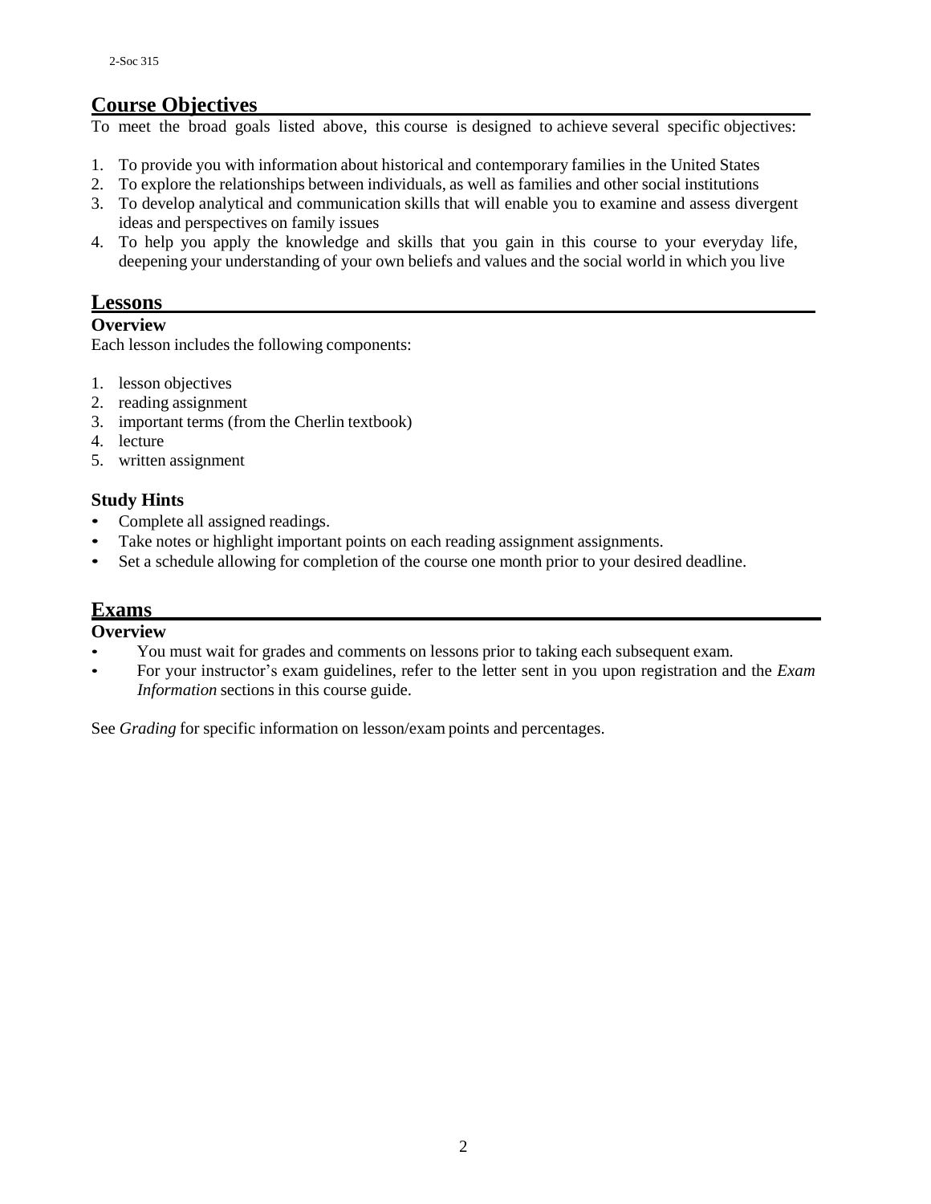## Course Objectives

To meet the broad goals listed above, this course is designed to achieve several specific objectives:

1. To provide you with information about historical and contemporary families in the United States
2. To explore the relationships between individuals, as well as families and other social institutions
3. To develop analytical and communication skills that will enable you to examine and assess divergent ideas and perspectives on family issues
4. To help you apply the knowledge and skills that you gain in this course to your everyday life, deepening your understanding of your own beliefs and values and the social world in which you live

## Lessons

### Overview

Each lesson includes the following components:

1. lesson objectives
2. reading assignment
3. important terms (from the Cherlin textbook)
4. lecture
5. written assignment

### Study Hints

- Complete all assigned readings.
- Take notes or highlight important points on each reading assignment assignments.
- Set a schedule allowing for completion of the course one month prior to your desired deadline.

## Exams

### Overview

- You must wait for grades and comments on lessons prior to taking each subsequent exam.
- For your instructor's exam guidelines, refer to the letter sent in you upon registration and the *Exam Information* sections in this course guide.

See *Grading* for specific information on lesson/exam points and percentages.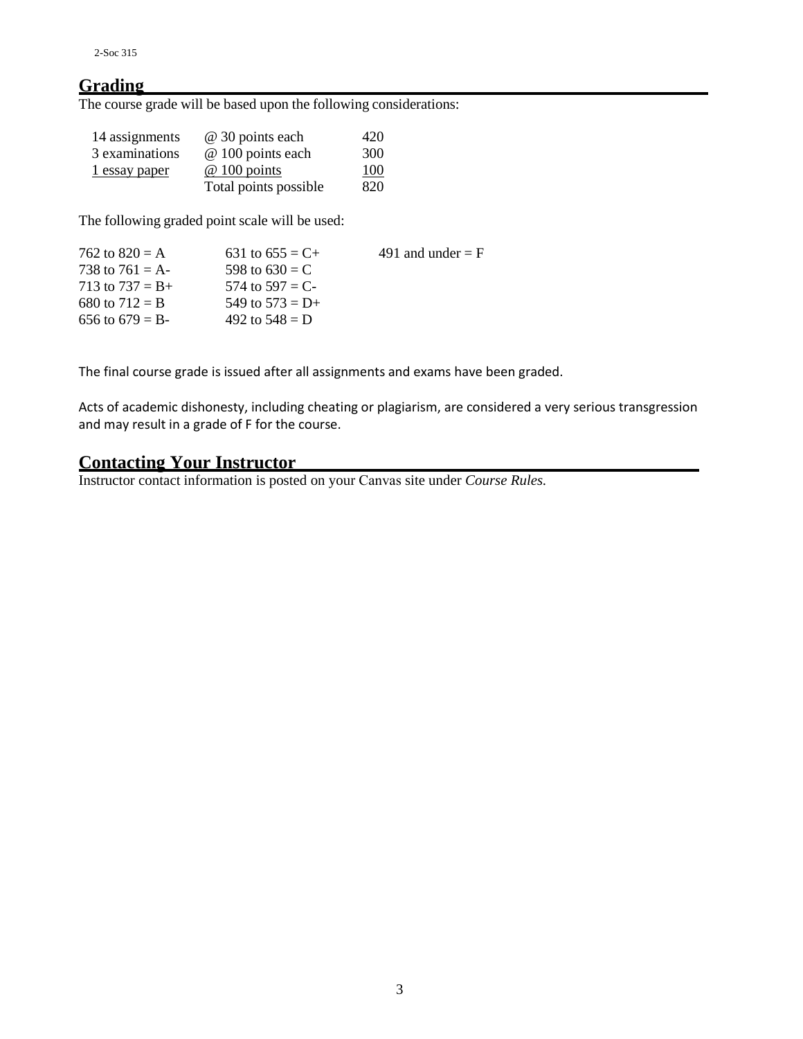## Grading

The course grade will be based upon the following considerations:

| | | |
|---|---|---|
| 14 assignments | @ 30 points each | 420 |
| 3 examinations | @ 100 points each | 300 |
| 1 essay paper | @ 100 points | 100 |
| | Total points possible | 820 |

The following graded point scale will be used:

| | | |
|---|---|---|
| 762 to 820 = A | 631 to 655 = C+ | 491 and under = F |
| 738 to 761 = A- | 598 to 630 = C | |
| 713 to 737 = B+ | 574 to 597 = C- | |
| 680 to 712 = B | 549 to 573 = D+ | |
| 656 to 679 = B- | 492 to 548 = D | |

The final course grade is issued after all assignments and exams have been graded.

Acts of academic dishonesty, including cheating or plagiarism, are considered a very serious transgression and may result in a grade of F for the course.

## Contacting Your Instructor

Instructor contact information is posted on your Canvas site under *Course Rules.*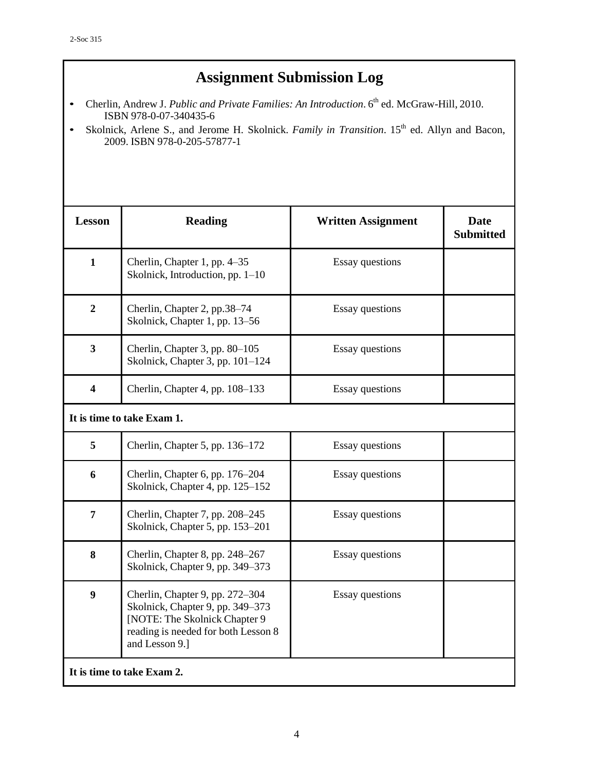# Assignment Submission Log

- Cherlin, Andrew J. *Public and Private Families: An Introduction*. 6th ed. McGraw-Hill, 2010. ISBN 978-0-07-340435-6
- Skolnick, Arlene S., and Jerome H. Skolnick. *Family in Transition*. 15th ed. Allyn and Bacon, 2009. ISBN 978-0-205-57877-1

| Lesson | Reading | Written Assignment | Date Submitted |
|---|---|---|---|
| 1 | Cherlin, Chapter 1, pp. 4–35<br>Skolnick, Introduction, pp. 1–10 | Essay questions | |
| 2 | Cherlin, Chapter 2, pp.38–74<br>Skolnick, Chapter 1, pp. 13–56 | Essay questions | |
| 3 | Cherlin, Chapter 3, pp. 80–105<br>Skolnick, Chapter 3, pp. 101–124 | Essay questions | |
| 4 | Cherlin, Chapter 4, pp. 108–133 | Essay questions | |
| **It is time to take Exam 1.** | | | |
| 5 | Cherlin, Chapter 5, pp. 136–172 | Essay questions | |
| 6 | Cherlin, Chapter 6, pp. 176–204<br>Skolnick, Chapter 4, pp. 125–152 | Essay questions | |
| 7 | Cherlin, Chapter 7, pp. 208–245<br>Skolnick, Chapter 5, pp. 153–201 | Essay questions | |
| 8 | Cherlin, Chapter 8, pp. 248–267<br>Skolnick, Chapter 9, pp. 349–373 | Essay questions | |
| 9 | Cherlin, Chapter 9, pp. 272–304<br>Skolnick, Chapter 9, pp. 349–373<br>[NOTE: The Skolnick Chapter 9 reading is needed for both Lesson 8 and Lesson 9.] | Essay questions | |
| **It is time to take Exam 2.** | | | |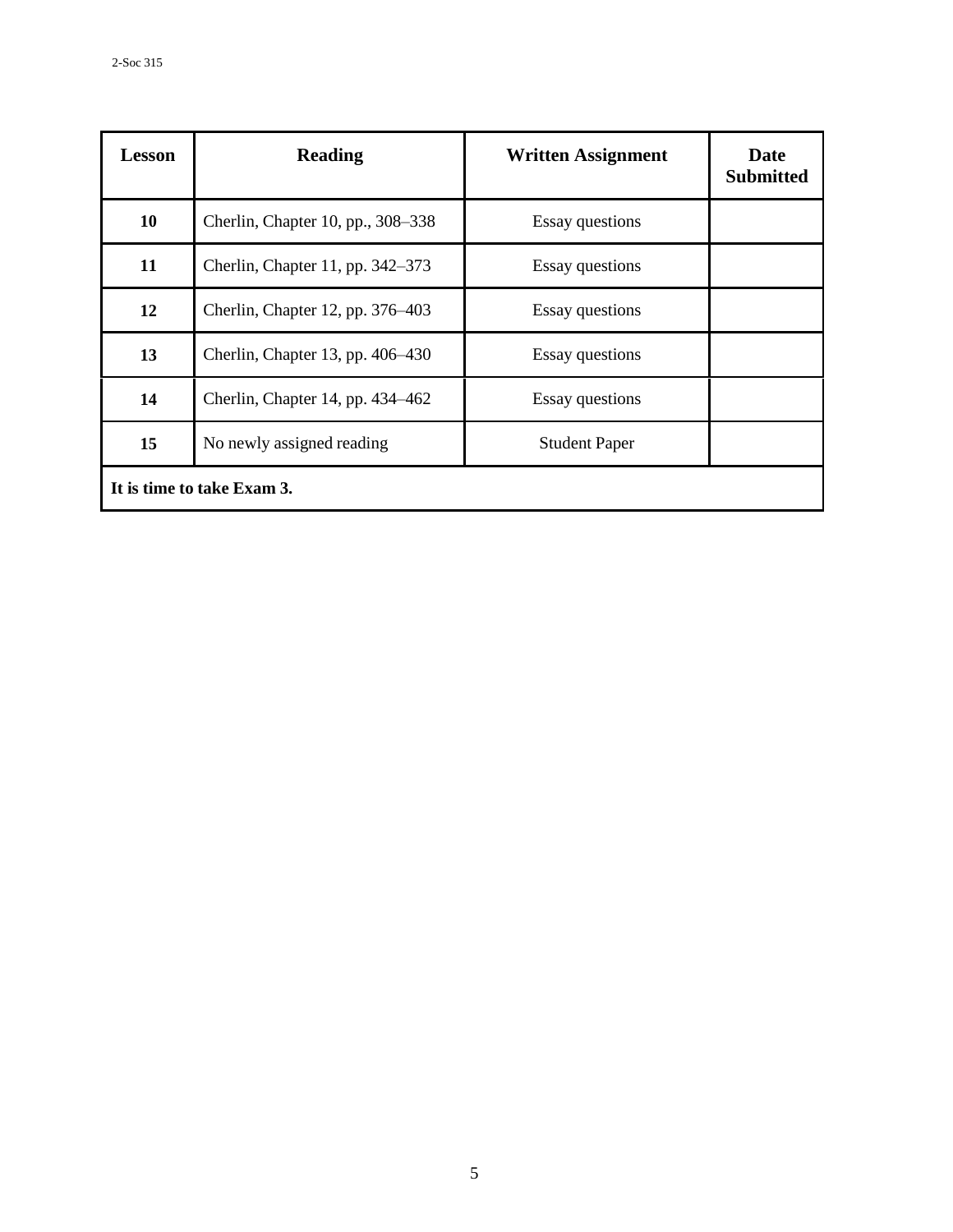| Lesson | Reading | Written Assignment | Date Submitted |
|---|---|---|---|
| 10 | Cherlin, Chapter 10, pp., 308–338 | Essay questions | |
| 11 | Cherlin, Chapter 11, pp. 342–373 | Essay questions | |
| 12 | Cherlin, Chapter 12, pp. 376–403 | Essay questions | |
| 13 | Cherlin, Chapter 13, pp. 406–430 | Essay questions | |
| 14 | Cherlin, Chapter 14, pp. 434–462 | Essay questions | |
| 15 | No newly assigned reading | Student Paper | |
| **It is time to take Exam 3.** | | | |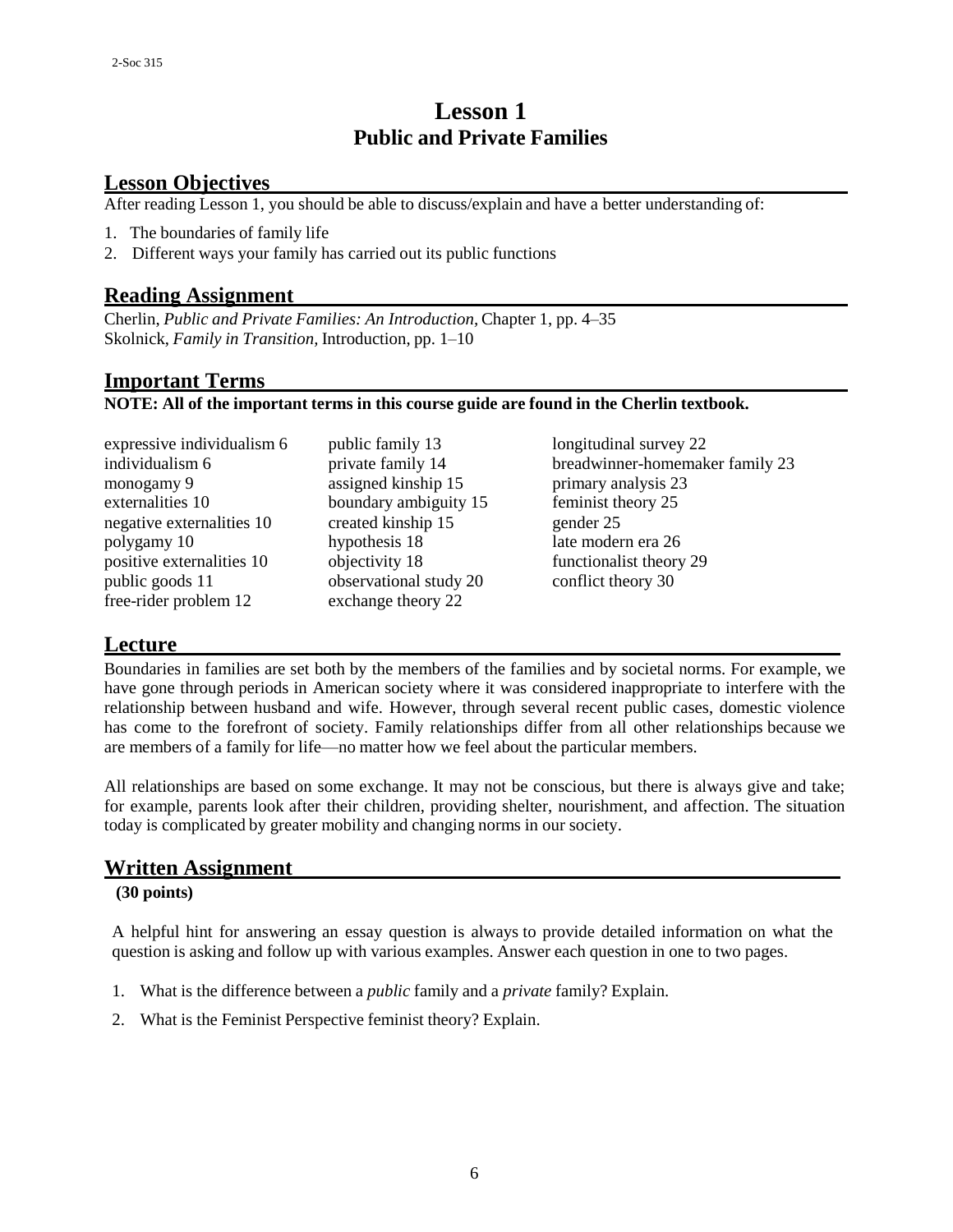# Lesson 1
## Public and Private Families

## Lesson Objectives

After reading Lesson 1, you should be able to discuss/explain and have a better understanding of:

1. The boundaries of family life
2. Different ways your family has carried out its public functions

## Reading Assignment

Cherlin, *Public and Private Families: An Introduction*, Chapter 1, pp. 4–35
Skolnick, *Family in Transition,* Introduction, pp. 1–10

## Important Terms

**NOTE: All of the important terms in this course guide are found in the Cherlin textbook.**

expressive individualism 6
individualism 6
monogamy 9
externalities 10
negative externalities 10
polygamy 10
positive externalities 10
public goods 11
free-rider problem 12
public family 13
private family 14
assigned kinship 15
boundary ambiguity 15
created kinship 15
hypothesis 18
objectivity 18
observational study 20
exchange theory 22
longitudinal survey 22
breadwinner-homemaker family 23
primary analysis 23
feminist theory 25
gender 25
late modern era 26
functionalist theory 29
conflict theory 30

## Lecture

Boundaries in families are set both by the members of the families and by societal norms. For example, we have gone through periods in American society where it was considered inappropriate to interfere with the relationship between husband and wife. However, through several recent public cases, domestic violence has come to the forefront of society. Family relationships differ from all other relationships because we are members of a family for life—no matter how we feel about the particular members.

All relationships are based on some exchange. It may not be conscious, but there is always give and take; for example, parents look after their children, providing shelter, nourishment, and affection. The situation today is complicated by greater mobility and changing norms in our society.

## Written Assignment

**(30 points)**

A helpful hint for answering an essay question is always to provide detailed information on what the question is asking and follow up with various examples. Answer each question in one to two pages.

1. What is the difference between a *public* family and a *private* family? Explain.
2. What is the Feminist Perspective feminist theory? Explain.